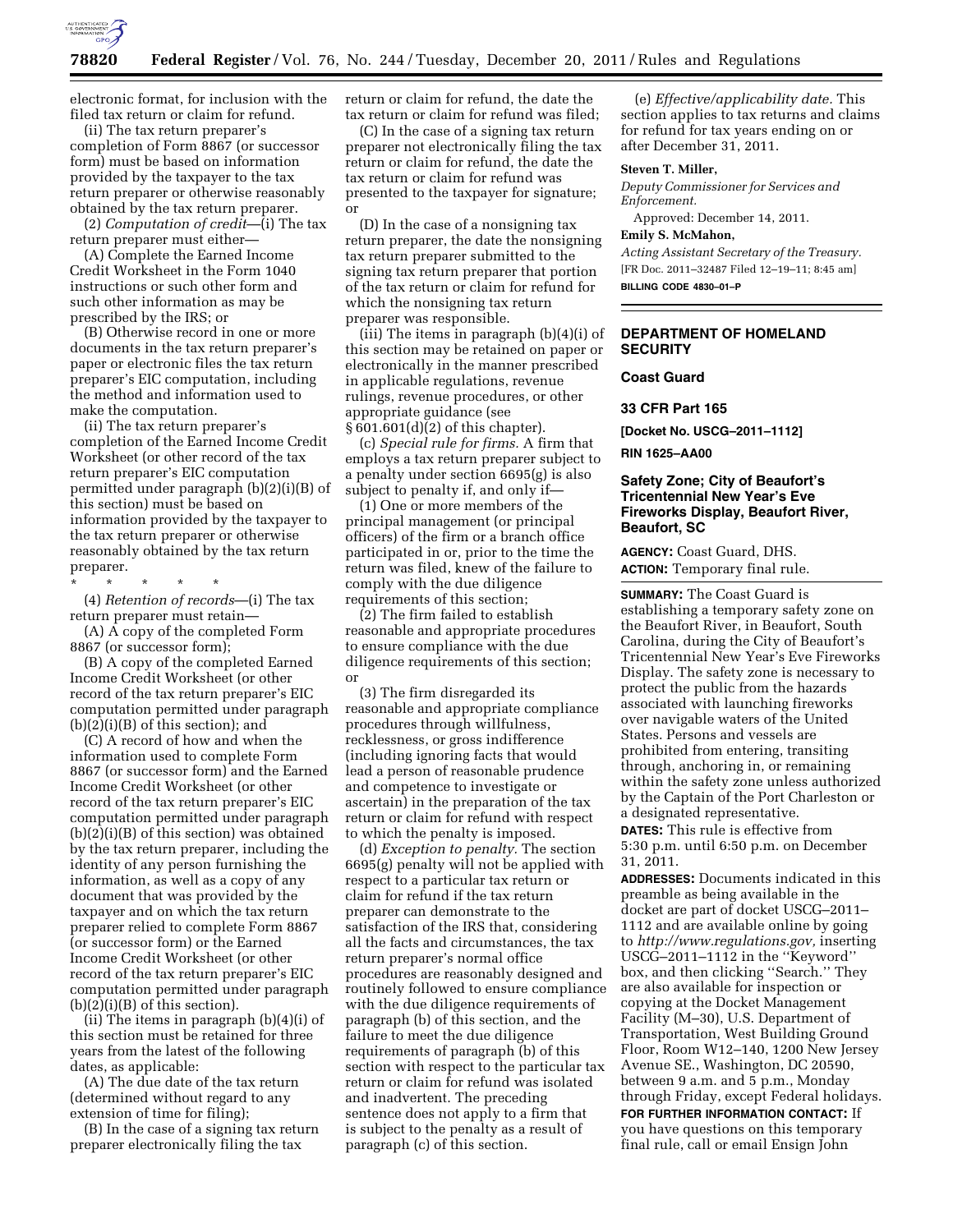electronic format, for inclusion with the filed tax return or claim for refund.

(ii) The tax return preparer's completion of Form 8867 (or successor form) must be based on information provided by the taxpayer to the tax return preparer or otherwise reasonably obtained by the tax return preparer.

(2) *Computation of credit*—(i) The tax return preparer must either—

(A) Complete the Earned Income Credit Worksheet in the Form 1040 instructions or such other form and such other information as may be prescribed by the IRS; or

(B) Otherwise record in one or more documents in the tax return preparer's paper or electronic files the tax return preparer's EIC computation, including the method and information used to make the computation.

(ii) The tax return preparer's completion of the Earned Income Credit Worksheet (or other record of the tax return preparer's EIC computation permitted under paragraph (b)(2)(i)(B) of this section) must be based on information provided by the taxpayer to the tax return preparer or otherwise reasonably obtained by the tax return preparer.

\* \* \* \* \*

(4) *Retention of records*—(i) The tax return preparer must retain—

(A) A copy of the completed Form 8867 (or successor form);

(B) A copy of the completed Earned Income Credit Worksheet (or other record of the tax return preparer's EIC computation permitted under paragraph (b)(2)(i)(B) of this section); and

(C) A record of how and when the information used to complete Form 8867 (or successor form) and the Earned Income Credit Worksheet (or other record of the tax return preparer's EIC computation permitted under paragraph (b)(2)(i)(B) of this section) was obtained by the tax return preparer, including the identity of any person furnishing the information, as well as a copy of any document that was provided by the taxpayer and on which the tax return preparer relied to complete Form 8867 (or successor form) or the Earned Income Credit Worksheet (or other record of the tax return preparer's EIC computation permitted under paragraph (b)(2)(i)(B) of this section).

(ii) The items in paragraph (b)(4)(i) of this section must be retained for three years from the latest of the following dates, as applicable:

(A) The due date of the tax return (determined without regard to any extension of time for filing);

(B) In the case of a signing tax return preparer electronically filing the tax return or claim for refund, the date the tax return or claim for refund was filed;

(C) In the case of a signing tax return preparer not electronically filing the tax return or claim for refund, the date the tax return or claim for refund was presented to the taxpayer for signature; or

(D) In the case of a nonsigning tax return preparer, the date the nonsigning tax return preparer submitted to the signing tax return preparer that portion of the tax return or claim for refund for which the nonsigning tax return preparer was responsible.

(iii) The items in paragraph (b)(4)(i) of this section may be retained on paper or electronically in the manner prescribed in applicable regulations, revenue rulings, revenue procedures, or other appropriate guidance (see § 601.601(d)(2) of this chapter).

(c) *Special rule for firms.* A firm that employs a tax return preparer subject to a penalty under section 6695(g) is also subject to penalty if, and only if—

(1) One or more members of the principal management (or principal officers) of the firm or a branch office participated in or, prior to the time the return was filed, knew of the failure to comply with the due diligence requirements of this section;

(2) The firm failed to establish reasonable and appropriate procedures to ensure compliance with the due diligence requirements of this section; or

(3) The firm disregarded its reasonable and appropriate compliance procedures through willfulness, recklessness, or gross indifference (including ignoring facts that would lead a person of reasonable prudence and competence to investigate or ascertain) in the preparation of the tax return or claim for refund with respect to which the penalty is imposed.

(d) *Exception to penalty.* The section 6695(g) penalty will not be applied with respect to a particular tax return or claim for refund if the tax return preparer can demonstrate to the satisfaction of the IRS that, considering all the facts and circumstances, the tax return preparer's normal office procedures are reasonably designed and routinely followed to ensure compliance with the due diligence requirements of paragraph (b) of this section, and the failure to meet the due diligence requirements of paragraph (b) of this section with respect to the particular tax return or claim for refund was isolated and inadvertent. The preceding sentence does not apply to a firm that is subject to the penalty as a result of paragraph (c) of this section.

(e) *Effective/applicability date.* This section applies to tax returns and claims for refund for tax years ending on or after December 31, 2011.

**Steven T. Miller,**

*Deputy Commissioner for Services and Enforcement.*

Approved: December 14, 2011.

**Emily S. McMahon,**

*Acting Assistant Secretary of the Treasury.*

[FR Doc. 2011–32487 Filed 12–19–11; 8:45 am]

**BILLING CODE 4830–01–P**

---

## DEPARTMENT OF HOMELAND SECURITY

### Coast Guard

### 33 CFR Part 165

**[Docket No. USCG–2011–1112]**

**RIN 1625–AA00**

### Safety Zone; City of Beaufort's Tricentennial New Year's Eve Fireworks Display, Beaufort River, Beaufort, SC

**AGENCY:** Coast Guard, DHS.

**ACTION:** Temporary final rule.

**SUMMARY:** The Coast Guard is establishing a temporary safety zone on the Beaufort River, in Beaufort, South Carolina, during the City of Beaufort's Tricentennial New Year's Eve Fireworks Display. The safety zone is necessary to protect the public from the hazards associated with launching fireworks over navigable waters of the United States. Persons and vessels are prohibited from entering, transiting through, anchoring in, or remaining within the safety zone unless authorized by the Captain of the Port Charleston or a designated representative.

**DATES:** This rule is effective from 5:30 p.m. until 6:50 p.m. on December 31, 2011.

**ADDRESSES:** Documents indicated in this preamble as being available in the docket are part of docket USCG–2011–1112 and are available online by going to *http://www.regulations.gov,* inserting USCG–2011–1112 in the "Keyword" box, and then clicking "Search." They are also available for inspection or copying at the Docket Management Facility (M–30), U.S. Department of Transportation, West Building Ground Floor, Room W12–140, 1200 New Jersey Avenue SE., Washington, DC 20590, between 9 a.m. and 5 p.m., Monday through Friday, except Federal holidays.

**FOR FURTHER INFORMATION CONTACT:** If you have questions on this temporary final rule, call or email Ensign John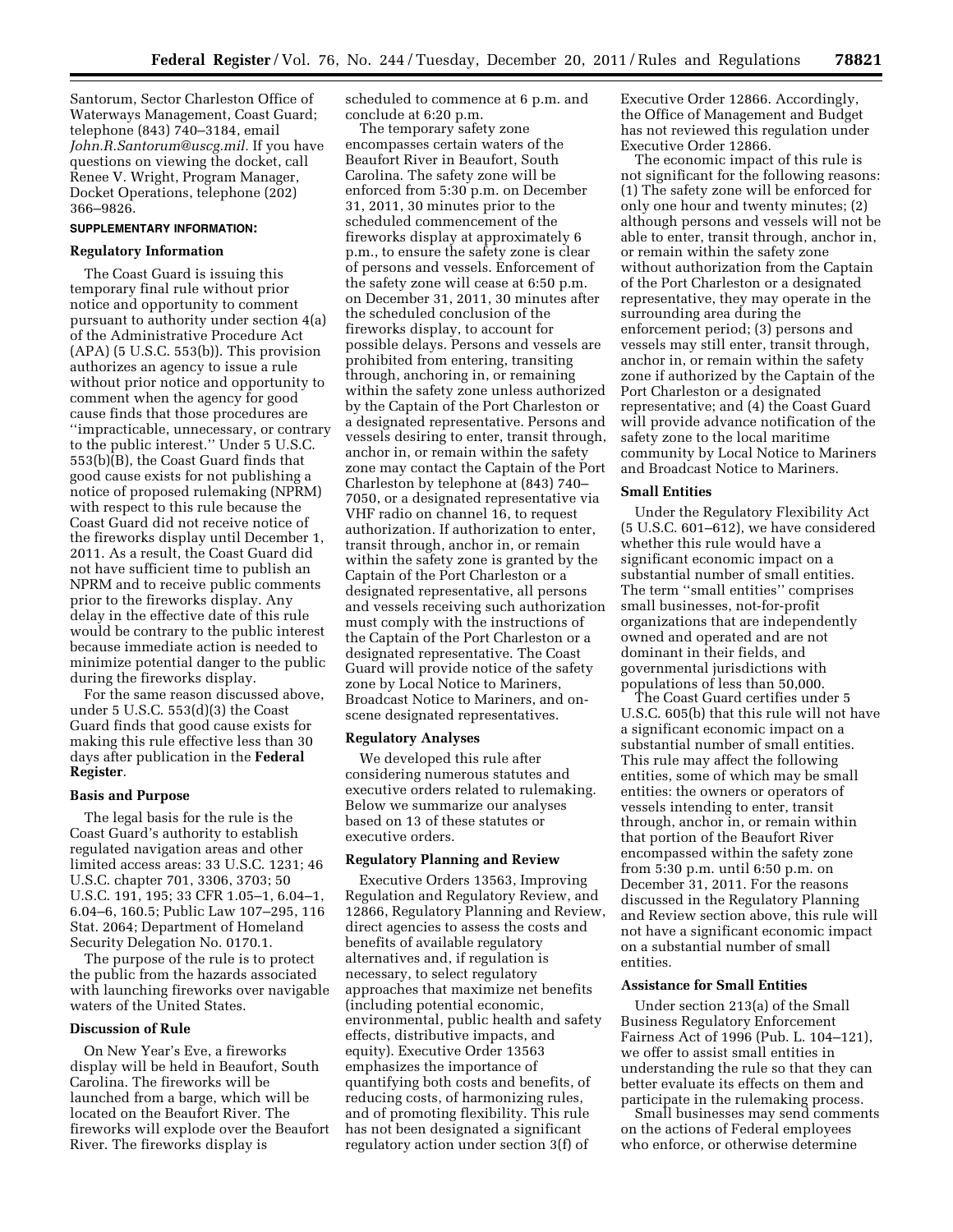Santorum, Sector Charleston Office of Waterways Management, Coast Guard; telephone (843) 740–3184, email *John.R.Santorum@uscg.mil.* If you have questions on viewing the docket, call Renee V. Wright, Program Manager, Docket Operations, telephone (202) 366–9826.

**SUPPLEMENTARY INFORMATION:**

### Regulatory Information

The Coast Guard is issuing this temporary final rule without prior notice and opportunity to comment pursuant to authority under section 4(a) of the Administrative Procedure Act (APA) (5 U.S.C. 553(b)). This provision authorizes an agency to issue a rule without prior notice and opportunity to comment when the agency for good cause finds that those procedures are ''impracticable, unnecessary, or contrary to the public interest.'' Under 5 U.S.C. 553(b)(B), the Coast Guard finds that good cause exists for not publishing a notice of proposed rulemaking (NPRM) with respect to this rule because the Coast Guard did not receive notice of the fireworks display until December 1, 2011. As a result, the Coast Guard did not have sufficient time to publish an NPRM and to receive public comments prior to the fireworks display. Any delay in the effective date of this rule would be contrary to the public interest because immediate action is needed to minimize potential danger to the public during the fireworks display.

For the same reason discussed above, under 5 U.S.C. 553(d)(3) the Coast Guard finds that good cause exists for making this rule effective less than 30 days after publication in the **Federal Register**.

### Basis and Purpose

The legal basis for the rule is the Coast Guard's authority to establish regulated navigation areas and other limited access areas: 33 U.S.C. 1231; 46 U.S.C. chapter 701, 3306, 3703; 50 U.S.C. 191, 195; 33 CFR 1.05–1, 6.04–1, 6.04–6, 160.5; Public Law 107–295, 116 Stat. 2064; Department of Homeland Security Delegation No. 0170.1.

The purpose of the rule is to protect the public from the hazards associated with launching fireworks over navigable waters of the United States.

### Discussion of Rule

On New Year's Eve, a fireworks display will be held in Beaufort, South Carolina. The fireworks will be launched from a barge, which will be located on the Beaufort River. The fireworks will explode over the Beaufort River. The fireworks display is scheduled to commence at 6 p.m. and conclude at 6:20 p.m.

The temporary safety zone encompasses certain waters of the Beaufort River in Beaufort, South Carolina. The safety zone will be enforced from 5:30 p.m. on December 31, 2011, 30 minutes prior to the scheduled commencement of the fireworks display at approximately 6 p.m., to ensure the safety zone is clear of persons and vessels. Enforcement of the safety zone will cease at 6:50 p.m. on December 31, 2011, 30 minutes after the scheduled conclusion of the fireworks display, to account for possible delays. Persons and vessels are prohibited from entering, transiting through, anchoring in, or remaining within the safety zone unless authorized by the Captain of the Port Charleston or a designated representative. Persons and vessels desiring to enter, transit through, anchor in, or remain within the safety zone may contact the Captain of the Port Charleston by telephone at (843) 740–7050, or a designated representative via VHF radio on channel 16, to request authorization. If authorization to enter, transit through, anchor in, or remain within the safety zone is granted by the Captain of the Port Charleston or a designated representative, all persons and vessels receiving such authorization must comply with the instructions of the Captain of the Port Charleston or a designated representative. The Coast Guard will provide notice of the safety zone by Local Notice to Mariners, Broadcast Notice to Mariners, and on-scene designated representatives.

### Regulatory Analyses

We developed this rule after considering numerous statutes and executive orders related to rulemaking. Below we summarize our analyses based on 13 of these statutes or executive orders.

### Regulatory Planning and Review

Executive Orders 13563, Improving Regulation and Regulatory Review, and 12866, Regulatory Planning and Review, direct agencies to assess the costs and benefits of available regulatory alternatives and, if regulation is necessary, to select regulatory approaches that maximize net benefits (including potential economic, environmental, public health and safety effects, distributive impacts, and equity). Executive Order 13563 emphasizes the importance of quantifying both costs and benefits, of reducing costs, of harmonizing rules, and of promoting flexibility. This rule has not been designated a significant regulatory action under section 3(f) of Executive Order 12866. Accordingly, the Office of Management and Budget has not reviewed this regulation under Executive Order 12866.

The economic impact of this rule is not significant for the following reasons: (1) The safety zone will be enforced for only one hour and twenty minutes; (2) although persons and vessels will not be able to enter, transit through, anchor in, or remain within the safety zone without authorization from the Captain of the Port Charleston or a designated representative, they may operate in the surrounding area during the enforcement period; (3) persons and vessels may still enter, transit through, anchor in, or remain within the safety zone if authorized by the Captain of the Port Charleston or a designated representative; and (4) the Coast Guard will provide advance notification of the safety zone to the local maritime community by Local Notice to Mariners and Broadcast Notice to Mariners.

### Small Entities

Under the Regulatory Flexibility Act (5 U.S.C. 601–612), we have considered whether this rule would have a significant economic impact on a substantial number of small entities. The term ''small entities'' comprises small businesses, not-for-profit organizations that are independently owned and operated and are not dominant in their fields, and governmental jurisdictions with populations of less than 50,000.

The Coast Guard certifies under 5 U.S.C. 605(b) that this rule will not have a significant economic impact on a substantial number of small entities. This rule may affect the following entities, some of which may be small entities: the owners or operators of vessels intending to enter, transit through, anchor in, or remain within that portion of the Beaufort River encompassed within the safety zone from 5:30 p.m. until 6:50 p.m. on December 31, 2011. For the reasons discussed in the Regulatory Planning and Review section above, this rule will not have a significant economic impact on a substantial number of small entities.

### Assistance for Small Entities

Under section 213(a) of the Small Business Regulatory Enforcement Fairness Act of 1996 (Pub. L. 104–121), we offer to assist small entities in understanding the rule so that they can better evaluate its effects on them and participate in the rulemaking process.

Small businesses may send comments on the actions of Federal employees who enforce, or otherwise determine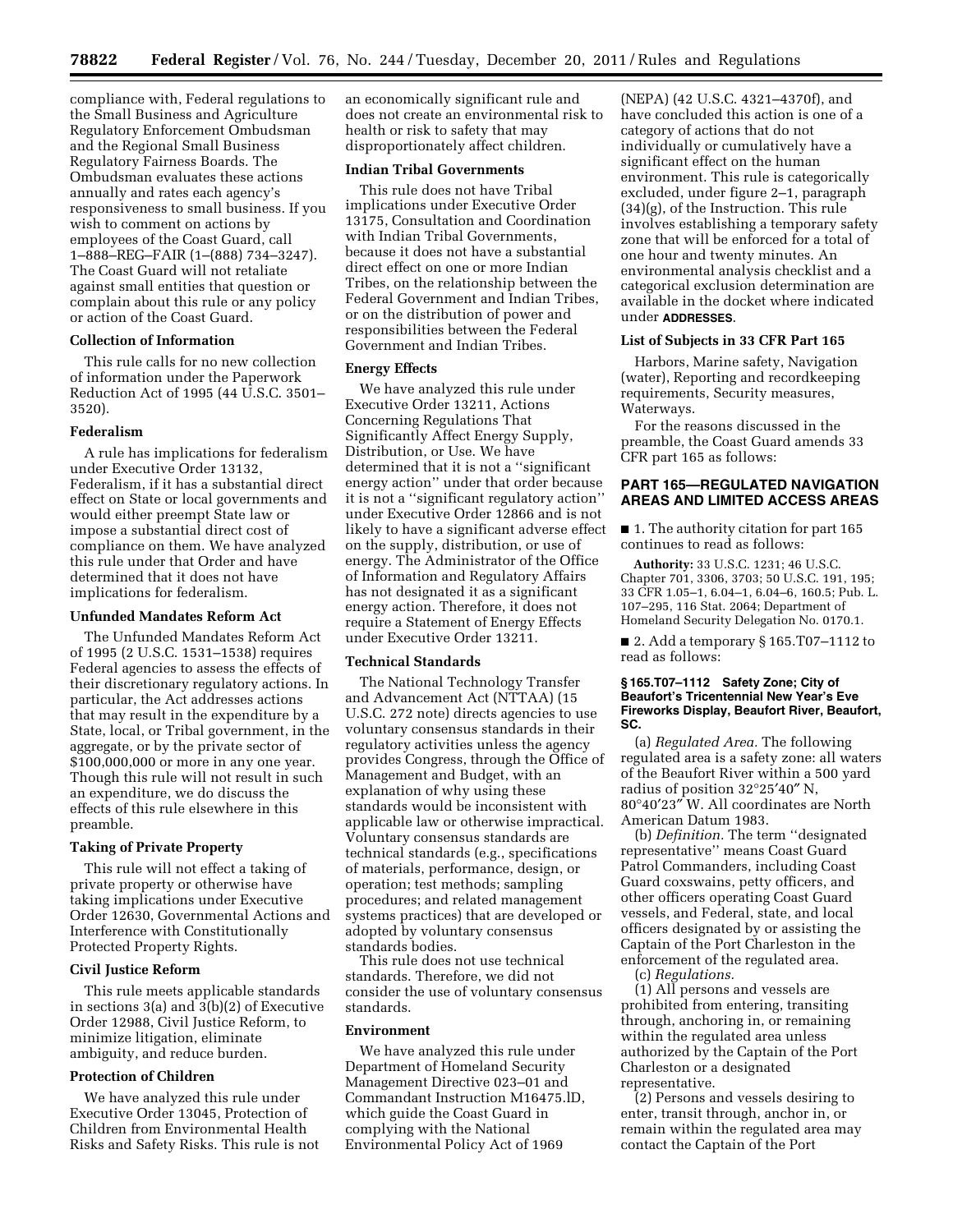compliance with, Federal regulations to the Small Business and Agriculture Regulatory Enforcement Ombudsman and the Regional Small Business Regulatory Fairness Boards. The Ombudsman evaluates these actions annually and rates each agency's responsiveness to small business. If you wish to comment on actions by employees of the Coast Guard, call 1–888–REG–FAIR (1–(888) 734–3247). The Coast Guard will not retaliate against small entities that question or complain about this rule or any policy or action of the Coast Guard.

### Collection of Information

This rule calls for no new collection of information under the Paperwork Reduction Act of 1995 (44 U.S.C. 3501–3520).

### Federalism

A rule has implications for federalism under Executive Order 13132, Federalism, if it has a substantial direct effect on State or local governments and would either preempt State law or impose a substantial direct cost of compliance on them. We have analyzed this rule under that Order and have determined that it does not have implications for federalism.

### Unfunded Mandates Reform Act

The Unfunded Mandates Reform Act of 1995 (2 U.S.C. 1531–1538) requires Federal agencies to assess the effects of their discretionary regulatory actions. In particular, the Act addresses actions that may result in the expenditure by a State, local, or Tribal government, in the aggregate, or by the private sector of $100,000,000 or more in any one year. Though this rule will not result in such an expenditure, we do discuss the effects of this rule elsewhere in this preamble.

### Taking of Private Property

This rule will not effect a taking of private property or otherwise have taking implications under Executive Order 12630, Governmental Actions and Interference with Constitutionally Protected Property Rights.

### Civil Justice Reform

This rule meets applicable standards in sections 3(a) and 3(b)(2) of Executive Order 12988, Civil Justice Reform, to minimize litigation, eliminate ambiguity, and reduce burden.

### Protection of Children

We have analyzed this rule under Executive Order 13045, Protection of Children from Environmental Health Risks and Safety Risks. This rule is not an economically significant rule and does not create an environmental risk to health or risk to safety that may disproportionately affect children.

### Indian Tribal Governments

This rule does not have Tribal implications under Executive Order 13175, Consultation and Coordination with Indian Tribal Governments, because it does not have a substantial direct effect on one or more Indian Tribes, on the relationship between the Federal Government and Indian Tribes, or on the distribution of power and responsibilities between the Federal Government and Indian Tribes.

### Energy Effects

We have analyzed this rule under Executive Order 13211, Actions Concerning Regulations That Significantly Affect Energy Supply, Distribution, or Use. We have determined that it is not a ''significant energy action'' under that order because it is not a ''significant regulatory action'' under Executive Order 12866 and is not likely to have a significant adverse effect on the supply, distribution, or use of energy. The Administrator of the Office of Information and Regulatory Affairs has not designated it as a significant energy action. Therefore, it does not require a Statement of Energy Effects under Executive Order 13211.

### Technical Standards

The National Technology Transfer and Advancement Act (NTTAA) (15 U.S.C. 272 note) directs agencies to use voluntary consensus standards in their regulatory activities unless the agency provides Congress, through the Office of Management and Budget, with an explanation of why using these standards would be inconsistent with applicable law or otherwise impractical. Voluntary consensus standards are technical standards (e.g., specifications of materials, performance, design, or operation; test methods; sampling procedures; and related management systems practices) that are developed or adopted by voluntary consensus standards bodies.

This rule does not use technical standards. Therefore, we did not consider the use of voluntary consensus standards.

### Environment

We have analyzed this rule under Department of Homeland Security Management Directive 023–01 and Commandant Instruction M16475.lD, which guide the Coast Guard in complying with the National Environmental Policy Act of 1969 (NEPA) (42 U.S.C. 4321–4370f), and have concluded this action is one of a category of actions that do not individually or cumulatively have a significant effect on the human environment. This rule is categorically excluded, under figure 2–1, paragraph (34)(g), of the Instruction. This rule involves establishing a temporary safety zone that will be enforced for a total of one hour and twenty minutes. An environmental analysis checklist and a categorical exclusion determination are available in the docket where indicated under **ADDRESSES**.

### List of Subjects in 33 CFR Part 165

Harbors, Marine safety, Navigation (water), Reporting and recordkeeping requirements, Security measures, Waterways.

For the reasons discussed in the preamble, the Coast Guard amends 33 CFR part 165 as follows:

## PART 165—REGULATED NAVIGATION AREAS AND LIMITED ACCESS AREAS

■ 1. The authority citation for part 165 continues to read as follows:

**Authority:** 33 U.S.C. 1231; 46 U.S.C. Chapter 701, 3306, 3703; 50 U.S.C. 191, 195; 33 CFR 1.05–1, 6.04–1, 6.04–6, 160.5; Pub. L. 107–295, 116 Stat. 2064; Department of Homeland Security Delegation No. 0170.1.

■ 2. Add a temporary § 165.T07–1112 to read as follows:

**§ 165.T07–1112 Safety Zone; City of Beaufort's Tricentennial New Year's Eve Fireworks Display, Beaufort River, Beaufort, SC.**

(a) *Regulated Area.* The following regulated area is a safety zone: all waters of the Beaufort River within a 500 yard radius of position 32°25′40″ N, 80°40′23″ W. All coordinates are North American Datum 1983.

(b) *Definition.* The term ''designated representative'' means Coast Guard Patrol Commanders, including Coast Guard coxswains, petty officers, and other officers operating Coast Guard vessels, and Federal, state, and local officers designated by or assisting the Captain of the Port Charleston in the enforcement of the regulated area.

(c) *Regulations.*

(1) All persons and vessels are prohibited from entering, transiting through, anchoring in, or remaining within the regulated area unless authorized by the Captain of the Port Charleston or a designated representative.

(2) Persons and vessels desiring to enter, transit through, anchor in, or remain within the regulated area may contact the Captain of the Port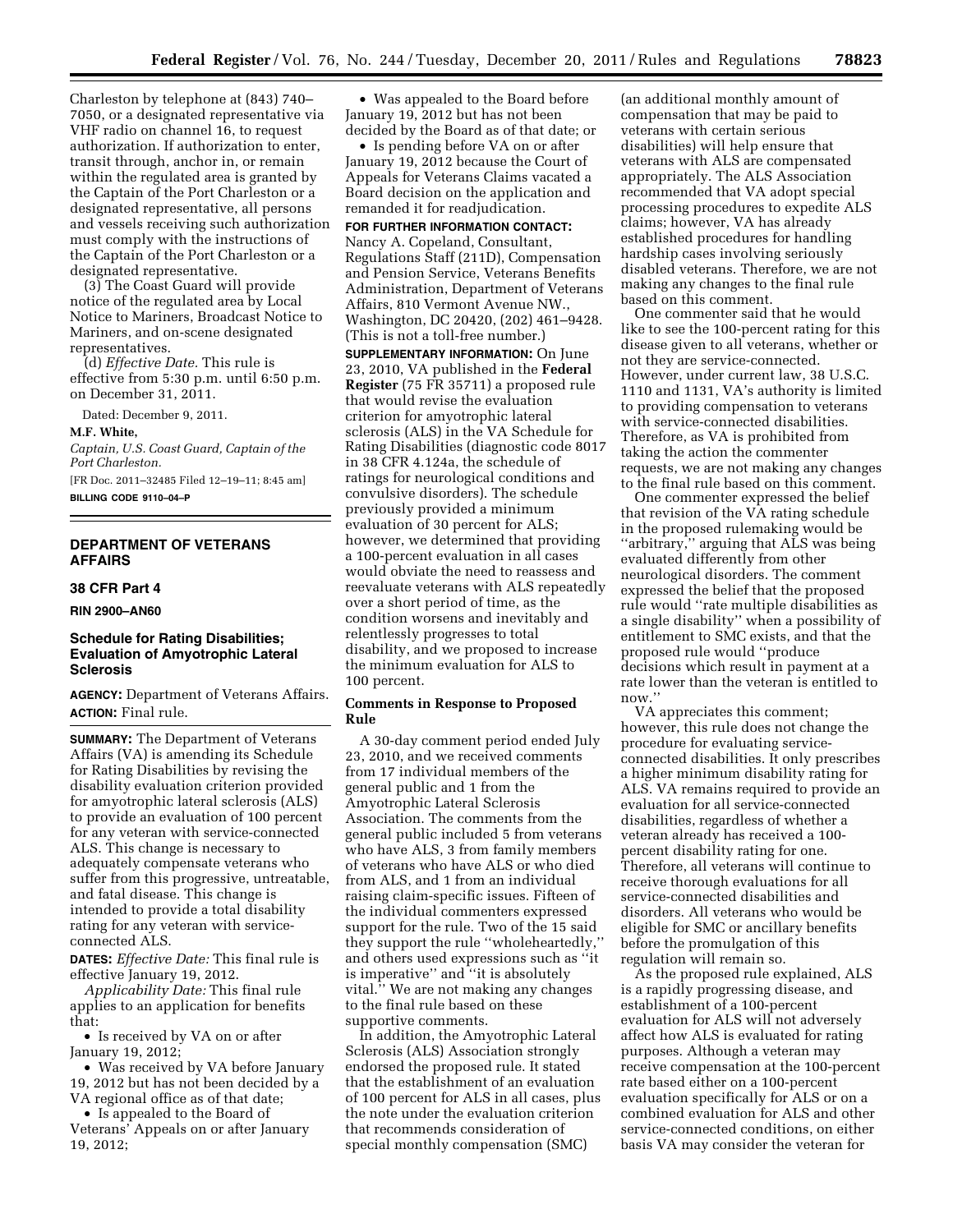Charleston by telephone at (843) 740–7050, or a designated representative via VHF radio on channel 16, to request authorization. If authorization to enter, transit through, anchor in, or remain within the regulated area is granted by the Captain of the Port Charleston or a designated representative, all persons and vessels receiving such authorization must comply with the instructions of the Captain of the Port Charleston or a designated representative.

(3) The Coast Guard will provide notice of the regulated area by Local Notice to Mariners, Broadcast Notice to Mariners, and on-scene designated representatives.

(d) *Effective Date.* This rule is effective from 5:30 p.m. until 6:50 p.m. on December 31, 2011.

Dated: December 9, 2011.

**M.F. White,**

*Captain, U.S. Coast Guard, Captain of the Port Charleston.*

[FR Doc. 2011–32485 Filed 12–19–11; 8:45 am]

**BILLING CODE 9110–04–P**

## DEPARTMENT OF VETERANS AFFAIRS

### 38 CFR Part 4

### RIN 2900–AN60

### Schedule for Rating Disabilities; Evaluation of Amyotrophic Lateral Sclerosis

**AGENCY:** Department of Veterans Affairs.

**ACTION:** Final rule.

**SUMMARY:** The Department of Veterans Affairs (VA) is amending its Schedule for Rating Disabilities by revising the disability evaluation criterion provided for amyotrophic lateral sclerosis (ALS) to provide an evaluation of 100 percent for any veteran with service-connected ALS. This change is necessary to adequately compensate veterans who suffer from this progressive, untreatable, and fatal disease. This change is intended to provide a total disability rating for any veteran with service-connected ALS.

**DATES:** *Effective Date:* This final rule is effective January 19, 2012.

*Applicability Date:* This final rule applies to an application for benefits that:

- Is received by VA on or after January 19, 2012;
- Was received by VA before January 19, 2012 but has not been decided by a VA regional office as of that date;
- Is appealed to the Board of Veterans' Appeals on or after January 19, 2012;
- Was appealed to the Board before January 19, 2012 but has not been decided by the Board as of that date; or
- Is pending before VA on or after January 19, 2012 because the Court of Appeals for Veterans Claims vacated a Board decision on the application and remanded it for readjudication.

**FOR FURTHER INFORMATION CONTACT:** Nancy A. Copeland, Consultant, Regulations Staff (211D), Compensation and Pension Service, Veterans Benefits Administration, Department of Veterans Affairs, 810 Vermont Avenue NW., Washington, DC 20420, (202) 461–9428. (This is not a toll-free number.)

**SUPPLEMENTARY INFORMATION:** On June 23, 2010, VA published in the **Federal Register** (75 FR 35711) a proposed rule that would revise the evaluation criterion for amyotrophic lateral sclerosis (ALS) in the VA Schedule for Rating Disabilities (diagnostic code 8017 in 38 CFR 4.124a, the schedule of ratings for neurological conditions and convulsive disorders). The schedule previously provided a minimum evaluation of 30 percent for ALS; however, we determined that providing a 100-percent evaluation in all cases would obviate the need to reassess and reevaluate veterans with ALS repeatedly over a short period of time, as the condition worsens and inevitably and relentlessly progresses to total disability, and we proposed to increase the minimum evaluation for ALS to 100 percent.

### Comments in Response to Proposed Rule

A 30-day comment period ended July 23, 2010, and we received comments from 17 individual members of the general public and 1 from the Amyotrophic Lateral Sclerosis Association. The comments from the general public included 5 from veterans who have ALS, 3 from family members of veterans who have ALS or who died from ALS, and 1 from an individual raising claim-specific issues. Fifteen of the individual commenters expressed support for the rule. Two of the 15 said they support the rule "wholeheartedly," and others used expressions such as "it is imperative" and "it is absolutely vital." We are not making any changes to the final rule based on these supportive comments.

In addition, the Amyotrophic Lateral Sclerosis (ALS) Association strongly endorsed the proposed rule. It stated that the establishment of an evaluation of 100 percent for ALS in all cases, plus the note under the evaluation criterion that recommends consideration of special monthly compensation (SMC) (an additional monthly amount of compensation that may be paid to veterans with certain serious disabilities) will help ensure that veterans with ALS are compensated appropriately. The ALS Association recommended that VA adopt special processing procedures to expedite ALS claims; however, VA has already established procedures for handling hardship cases involving seriously disabled veterans. Therefore, we are not making any changes to the final rule based on this comment.

One commenter said that he would like to see the 100-percent rating for this disease given to all veterans, whether or not they are service-connected. However, under current law, 38 U.S.C. 1110 and 1131, VA's authority is limited to providing compensation to veterans with service-connected disabilities. Therefore, as VA is prohibited from taking the action the commenter requests, we are not making any changes to the final rule based on this comment.

One commenter expressed the belief that revision of the VA rating schedule in the proposed rulemaking would be "arbitrary," arguing that ALS was being evaluated differently from other neurological disorders. The comment expressed the belief that the proposed rule would "rate multiple disabilities as a single disability" when a possibility of entitlement to SMC exists, and that the proposed rule would "produce decisions which result in payment at a rate lower than the veteran is entitled to now."

VA appreciates this comment; however, this rule does not change the procedure for evaluating service-connected disabilities. It only prescribes a higher minimum disability rating for ALS. VA remains required to provide an evaluation for all service-connected disabilities, regardless of whether a veteran already has received a 100-percent disability rating for one. Therefore, all veterans will continue to receive thorough evaluations for all service-connected disabilities and disorders. All veterans who would be eligible for SMC or ancillary benefits before the promulgation of this regulation will remain so.

As the proposed rule explained, ALS is a rapidly progressing disease, and establishment of a 100-percent evaluation for ALS will not adversely affect how ALS is evaluated for rating purposes. Although a veteran may receive compensation at the 100-percent rate based either on a 100-percent evaluation specifically for ALS or on a combined evaluation for ALS and other service-connected conditions, on either basis VA may consider the veteran for